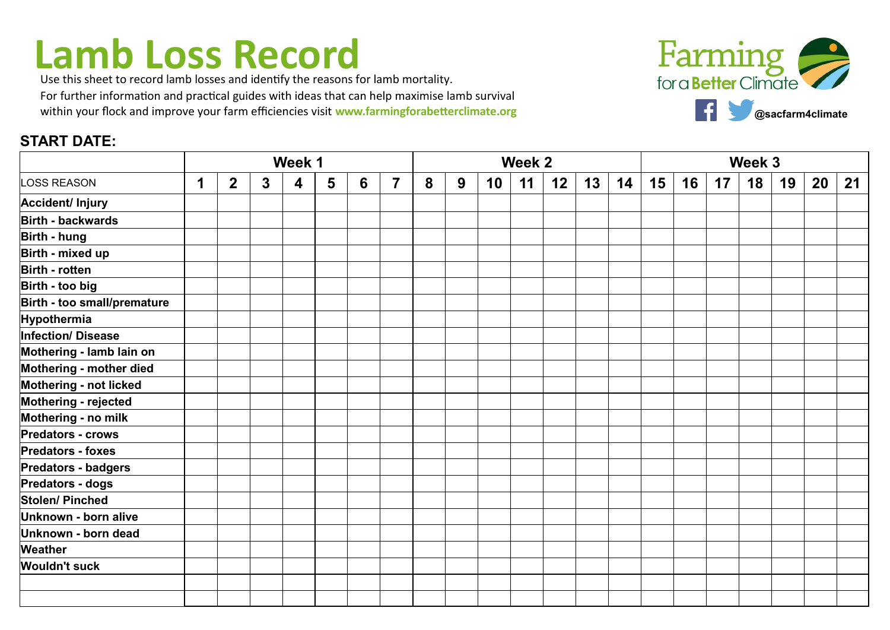# Lamb Loss Record

Use this sheet to record lamb losses and identify the reasons for lamb mortality.

For further information and practical guides with ideas that can help maximise lamb survival within your flock and improve your farm efficiencies visit **www.farmingforabetterclimate.org**

Farming for a Better Climate

@sacfarm4climate

**START DATE:**

| | Week 1 | | | | | | | Week 2 | | | | | | | Week 3 | | | | | | |
|---|---|---|---|---|---|---|---|---|---|---|---|---|---|---|---|---|---|---|---|---|---|
| LOSS REASON | 1 | 2 | 3 | 4 | 5 | 6 | 7 | 8 | 9 | 10 | 11 | 12 | 13 | 14 | 15 | 16 | 17 | 18 | 19 | 20 | 21 |
| **Accident/ Injury** | | | | | | | | | | | | | | | | | | | | | |
| **Birth - backwards** | | | | | | | | | | | | | | | | | | | | | |
| **Birth - hung** | | | | | | | | | | | | | | | | | | | | | |
| **Birth - mixed up** | | | | | | | | | | | | | | | | | | | | | |
| **Birth - rotten** | | | | | | | | | | | | | | | | | | | | | |
| **Birth - too big** | | | | | | | | | | | | | | | | | | | | | |
| **Birth - too small/premature** | | | | | | | | | | | | | | | | | | | | | |
| **Hypothermia** | | | | | | | | | | | | | | | | | | | | | |
| **Infection/ Disease** | | | | | | | | | | | | | | | | | | | | | |
| **Mothering - lamb lain on** | | | | | | | | | | | | | | | | | | | | | |
| **Mothering - mother died** | | | | | | | | | | | | | | | | | | | | | |
| **Mothering - not licked** | | | | | | | | | | | | | | | | | | | | | |
| **Mothering - rejected** | | | | | | | | | | | | | | | | | | | | | |
| **Mothering - no milk** | | | | | | | | | | | | | | | | | | | | | |
| **Predators - crows** | | | | | | | | | | | | | | | | | | | | | |
| **Predators - foxes** | | | | | | | | | | | | | | | | | | | | | |
| **Predators - badgers** | | | | | | | | | | | | | | | | | | | | | |
| **Predators - dogs** | | | | | | | | | | | | | | | | | | | | | |
| **Stolen/ Pinched** | | | | | | | | | | | | | | | | | | | | | |
| **Unknown - born alive** | | | | | | | | | | | | | | | | | | | | | |
| **Unknown - born dead** | | | | | | | | | | | | | | | | | | | | | |
| **Weather** | | | | | | | | | | | | | | | | | | | | | |
| **Wouldn't suck** | | | | | | | | | | | | | | | | | | | | | |
| | | | | | | | | | | | | | | | | | | | | | |
| | | | | | | | | | | | | | | | | | | | | | |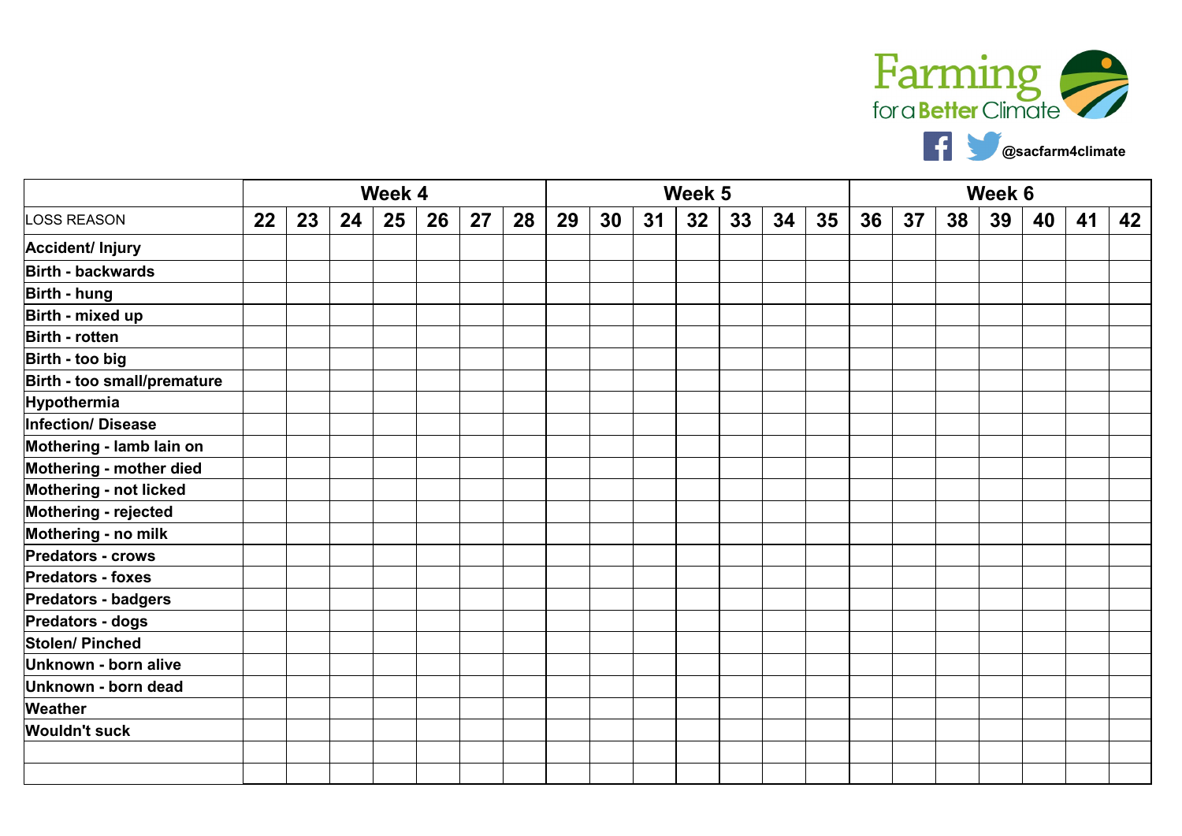Farming for a Better Climate

@sacfarm4climate

| | Week 4 | | | | | | | Week 5 | | | | | | | Week 6 | | | | | | |
|---|---|---|---|---|---|---|---|---|---|---|---|---|---|---|---|---|---|---|---|---|---|
| LOSS REASON | 22 | 23 | 24 | 25 | 26 | 27 | 28 | 29 | 30 | 31 | 32 | 33 | 34 | 35 | 36 | 37 | 38 | 39 | 40 | 41 | 42 |
| **Accident/ Injury** | | | | | | | | | | | | | | | | | | | | | |
| **Birth - backwards** | | | | | | | | | | | | | | | | | | | | | |
| **Birth - hung** | | | | | | | | | | | | | | | | | | | | | |
| **Birth - mixed up** | | | | | | | | | | | | | | | | | | | | | |
| **Birth - rotten** | | | | | | | | | | | | | | | | | | | | | |
| **Birth - too big** | | | | | | | | | | | | | | | | | | | | | |
| **Birth - too small/premature** | | | | | | | | | | | | | | | | | | | | | |
| **Hypothermia** | | | | | | | | | | | | | | | | | | | | | |
| **Infection/ Disease** | | | | | | | | | | | | | | | | | | | | | |
| **Mothering - lamb lain on** | | | | | | | | | | | | | | | | | | | | | |
| **Mothering - mother died** | | | | | | | | | | | | | | | | | | | | | |
| **Mothering - not licked** | | | | | | | | | | | | | | | | | | | | | |
| **Mothering - rejected** | | | | | | | | | | | | | | | | | | | | | |
| **Mothering - no milk** | | | | | | | | | | | | | | | | | | | | | |
| **Predators - crows** | | | | | | | | | | | | | | | | | | | | | |
| **Predators - foxes** | | | | | | | | | | | | | | | | | | | | | |
| **Predators - badgers** | | | | | | | | | | | | | | | | | | | | | |
| **Predators - dogs** | | | | | | | | | | | | | | | | | | | | | |
| **Stolen/ Pinched** | | | | | | | | | | | | | | | | | | | | | |
| **Unknown - born alive** | | | | | | | | | | | | | | | | | | | | | |
| **Unknown - born dead** | | | | | | | | | | | | | | | | | | | | | |
| **Weather** | | | | | | | | | | | | | | | | | | | | | |
| **Wouldn't suck** | | | | | | | | | | | | | | | | | | | | | |
| | | | | | | | | | | | | | | | | | | | | | |
| | | | | | | | | | | | | | | | | | | | | | |